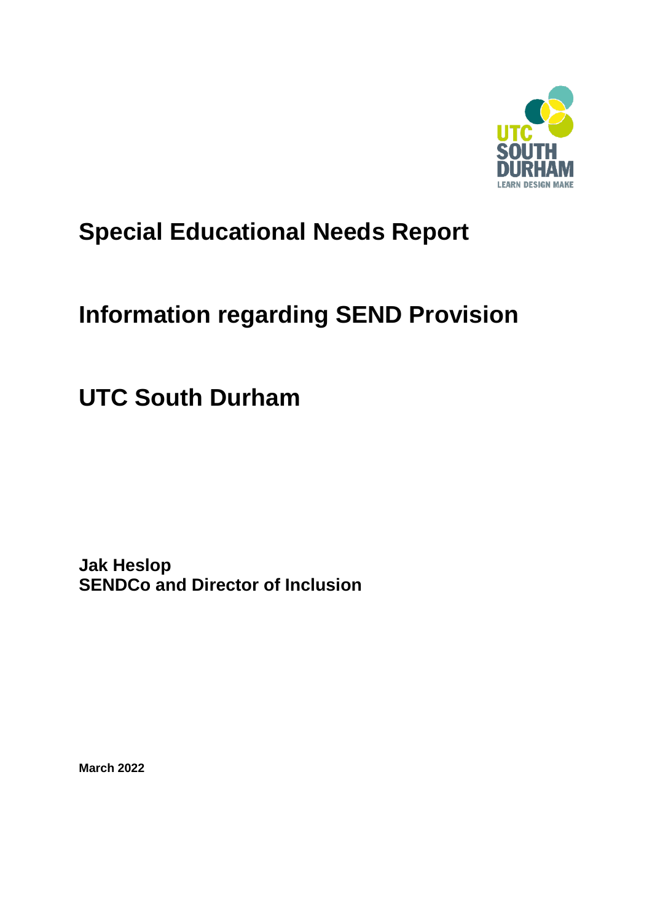# Special Educational Needs Report

# Information regarding SEND Provision

# UTC South Durham

**Jak Heslop**
**SENDCo and Director of Inclusion**

**March 2022**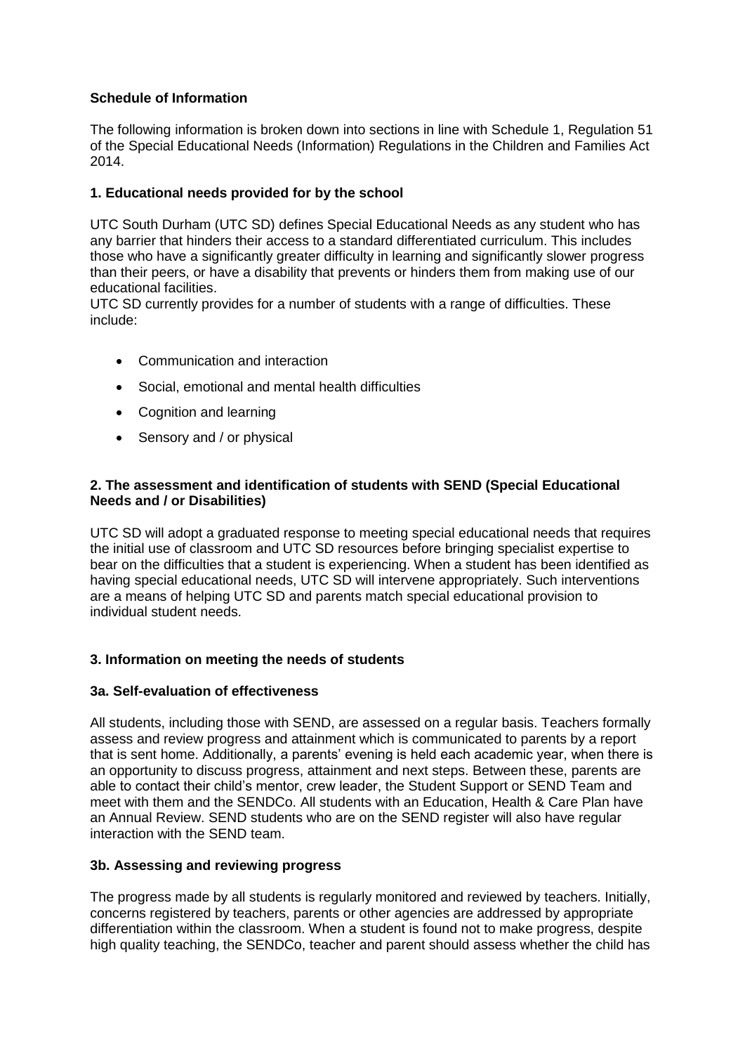**Schedule of Information**

The following information is broken down into sections in line with Schedule 1, Regulation 51 of the Special Educational Needs (Information) Regulations in the Children and Families Act 2014.

**1. Educational needs provided for by the school**

UTC South Durham (UTC SD) defines Special Educational Needs as any student who has any barrier that hinders their access to a standard differentiated curriculum. This includes those who have a significantly greater difficulty in learning and significantly slower progress than their peers, or have a disability that prevents or hinders them from making use of our educational facilities.

UTC SD currently provides for a number of students with a range of difficulties. These include:

- Communication and interaction
- Social, emotional and mental health difficulties
- Cognition and learning
- Sensory and / or physical

**2. The assessment and identification of students with SEND (Special Educational Needs and / or Disabilities)**

UTC SD will adopt a graduated response to meeting special educational needs that requires the initial use of classroom and UTC SD resources before bringing specialist expertise to bear on the difficulties that a student is experiencing. When a student has been identified as having special educational needs, UTC SD will intervene appropriately. Such interventions are a means of helping UTC SD and parents match special educational provision to individual student needs.

**3. Information on meeting the needs of students**

**3a. Self-evaluation of effectiveness**

All students, including those with SEND, are assessed on a regular basis. Teachers formally assess and review progress and attainment which is communicated to parents by a report that is sent home. Additionally, a parents' evening is held each academic year, when there is an opportunity to discuss progress, attainment and next steps. Between these, parents are able to contact their child's mentor, crew leader, the Student Support or SEND Team and meet with them and the SENDCo. All students with an Education, Health & Care Plan have an Annual Review. SEND students who are on the SEND register will also have regular interaction with the SEND team.

**3b. Assessing and reviewing progress**

The progress made by all students is regularly monitored and reviewed by teachers. Initially, concerns registered by teachers, parents or other agencies are addressed by appropriate differentiation within the classroom. When a student is found not to make progress, despite high quality teaching, the SENDCo, teacher and parent should assess whether the child has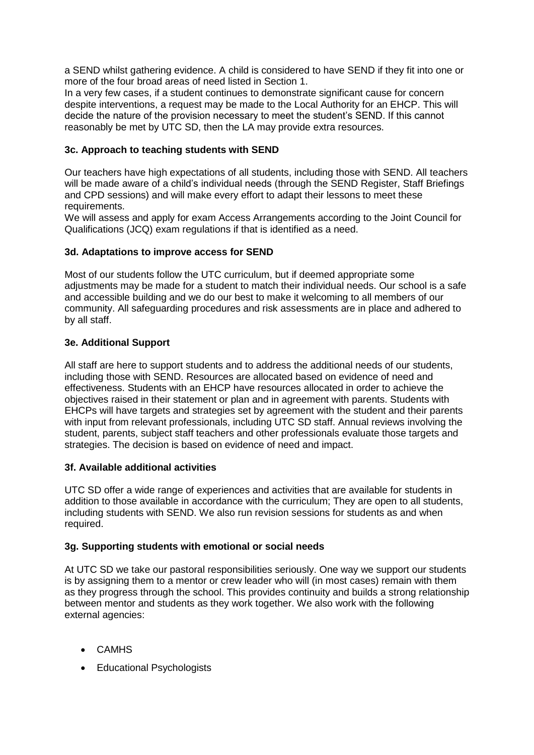a SEND whilst gathering evidence. A child is considered to have SEND if they fit into one or more of the four broad areas of need listed in Section 1.
In a very few cases, if a student continues to demonstrate significant cause for concern despite interventions, a request may be made to the Local Authority for an EHCP. This will decide the nature of the provision necessary to meet the student's SEND. If this cannot reasonably be met by UTC SD, then the LA may provide extra resources.

### 3c. Approach to teaching students with SEND

Our teachers have high expectations of all students, including those with SEND. All teachers will be made aware of a child's individual needs (through the SEND Register, Staff Briefings and CPD sessions) and will make every effort to adapt their lessons to meet these requirements.
We will assess and apply for exam Access Arrangements according to the Joint Council for Qualifications (JCQ) exam regulations if that is identified as a need.

### 3d. Adaptations to improve access for SEND

Most of our students follow the UTC curriculum, but if deemed appropriate some adjustments may be made for a student to match their individual needs. Our school is a safe and accessible building and we do our best to make it welcoming to all members of our community. All safeguarding procedures and risk assessments are in place and adhered to by all staff.

### 3e. Additional Support

All staff are here to support students and to address the additional needs of our students, including those with SEND. Resources are allocated based on evidence of need and effectiveness. Students with an EHCP have resources allocated in order to achieve the objectives raised in their statement or plan and in agreement with parents. Students with EHCPs will have targets and strategies set by agreement with the student and their parents with input from relevant professionals, including UTC SD staff. Annual reviews involving the student, parents, subject staff teachers and other professionals evaluate those targets and strategies. The decision is based on evidence of need and impact.

### 3f. Available additional activities

UTC SD offer a wide range of experiences and activities that are available for students in addition to those available in accordance with the curriculum; They are open to all students, including students with SEND. We also run revision sessions for students as and when required.

### 3g. Supporting students with emotional or social needs

At UTC SD we take our pastoral responsibilities seriously. One way we support our students is by assigning them to a mentor or crew leader who will (in most cases) remain with them as they progress through the school. This provides continuity and builds a strong relationship between mentor and students as they work together. We also work with the following external agencies:

- CAMHS
- Educational Psychologists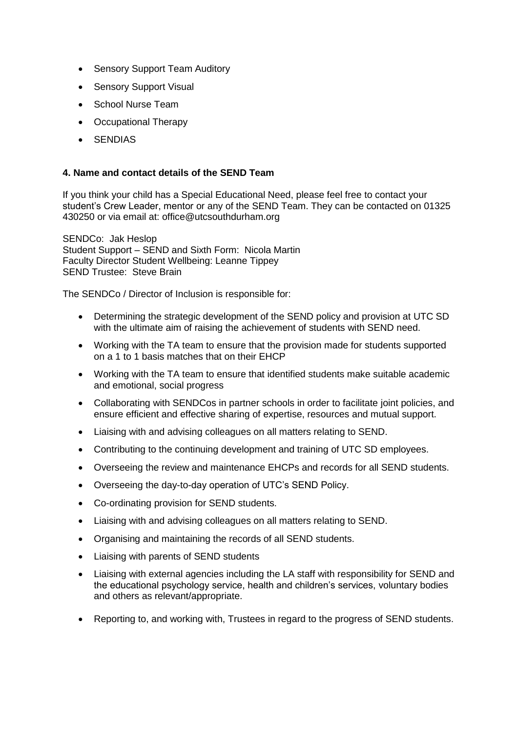- Sensory Support Team Auditory
- Sensory Support Visual
- School Nurse Team
- Occupational Therapy
- SENDIAS

**4. Name and contact details of the SEND Team**

If you think your child has a Special Educational Need, please feel free to contact your student's Crew Leader, mentor or any of the SEND Team. They can be contacted on 01325 430250 or via email at: office@utcsouthdurham.org

SENDCo: Jak Heslop
Student Support – SEND and Sixth Form: Nicola Martin
Faculty Director Student Wellbeing: Leanne Tippey
SEND Trustee: Steve Brain

The SENDCo / Director of Inclusion is responsible for:

- Determining the strategic development of the SEND policy and provision at UTC SD with the ultimate aim of raising the achievement of students with SEND need.
- Working with the TA team to ensure that the provision made for students supported on a 1 to 1 basis matches that on their EHCP
- Working with the TA team to ensure that identified students make suitable academic and emotional, social progress
- Collaborating with SENDCos in partner schools in order to facilitate joint policies, and ensure efficient and effective sharing of expertise, resources and mutual support.
- Liaising with and advising colleagues on all matters relating to SEND.
- Contributing to the continuing development and training of UTC SD employees.
- Overseeing the review and maintenance EHCPs and records for all SEND students.
- Overseeing the day-to-day operation of UTC's SEND Policy.
- Co-ordinating provision for SEND students.
- Liaising with and advising colleagues on all matters relating to SEND.
- Organising and maintaining the records of all SEND students.
- Liaising with parents of SEND students
- Liaising with external agencies including the LA staff with responsibility for SEND and the educational psychology service, health and children's services, voluntary bodies and others as relevant/appropriate.
- Reporting to, and working with, Trustees in regard to the progress of SEND students.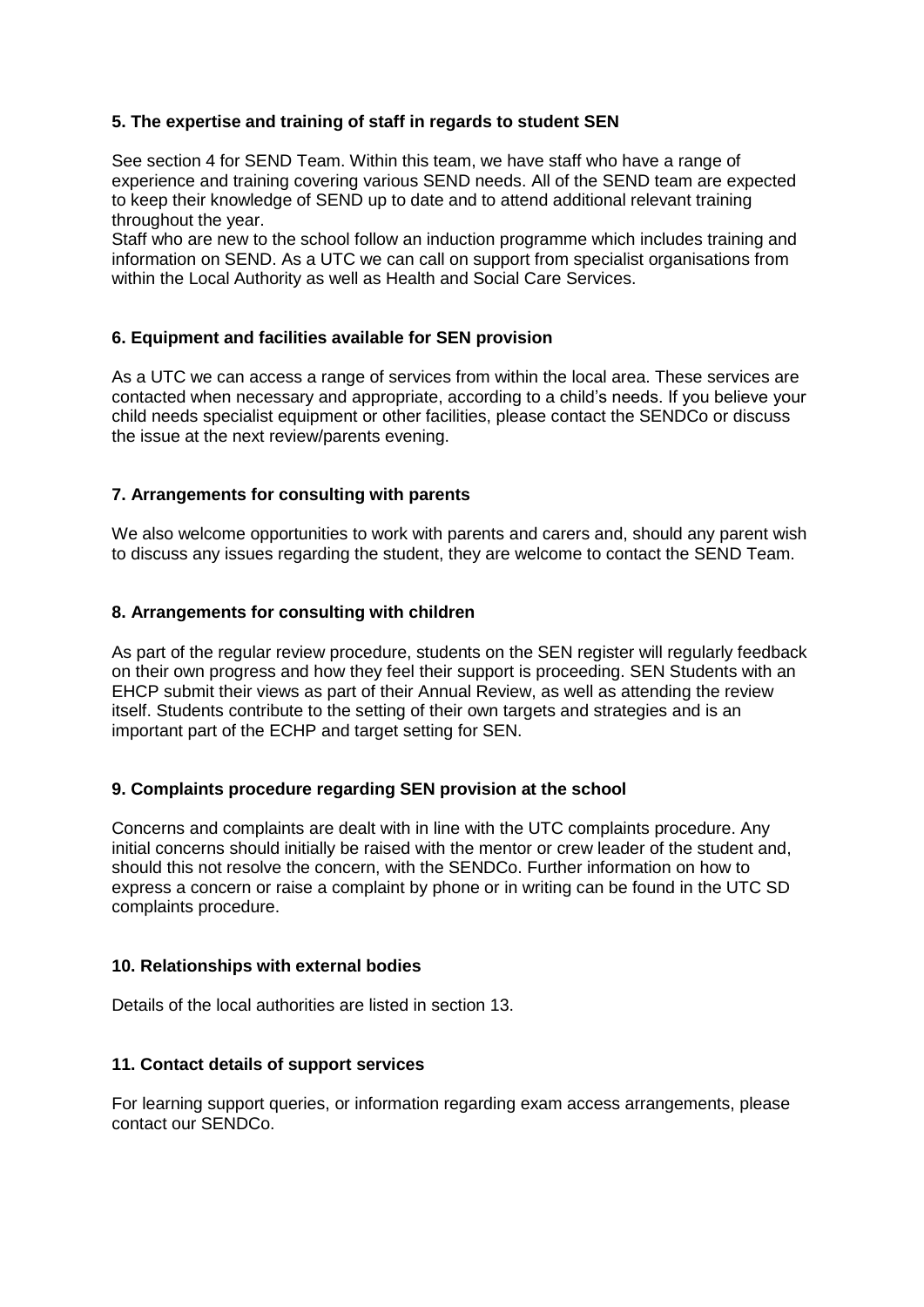### 5. The expertise and training of staff in regards to student SEN

See section 4 for SEND Team. Within this team, we have staff who have a range of experience and training covering various SEND needs. All of the SEND team are expected to keep their knowledge of SEND up to date and to attend additional relevant training throughout the year.
Staff who are new to the school follow an induction programme which includes training and information on SEND. As a UTC we can call on support from specialist organisations from within the Local Authority as well as Health and Social Care Services.

### 6. Equipment and facilities available for SEN provision

As a UTC we can access a range of services from within the local area. These services are contacted when necessary and appropriate, according to a child's needs. If you believe your child needs specialist equipment or other facilities, please contact the SENDCo or discuss the issue at the next review/parents evening.

### 7. Arrangements for consulting with parents

We also welcome opportunities to work with parents and carers and, should any parent wish to discuss any issues regarding the student, they are welcome to contact the SEND Team.

### 8. Arrangements for consulting with children

As part of the regular review procedure, students on the SEN register will regularly feedback on their own progress and how they feel their support is proceeding. SEN Students with an EHCP submit their views as part of their Annual Review, as well as attending the review itself. Students contribute to the setting of their own targets and strategies and is an important part of the ECHP and target setting for SEN.

### 9. Complaints procedure regarding SEN provision at the school

Concerns and complaints are dealt with in line with the UTC complaints procedure. Any initial concerns should initially be raised with the mentor or crew leader of the student and, should this not resolve the concern, with the SENDCo. Further information on how to express a concern or raise a complaint by phone or in writing can be found in the UTC SD complaints procedure.

### 10. Relationships with external bodies

Details of the local authorities are listed in section 13.

### 11. Contact details of support services

For learning support queries, or information regarding exam access arrangements, please contact our SENDCo.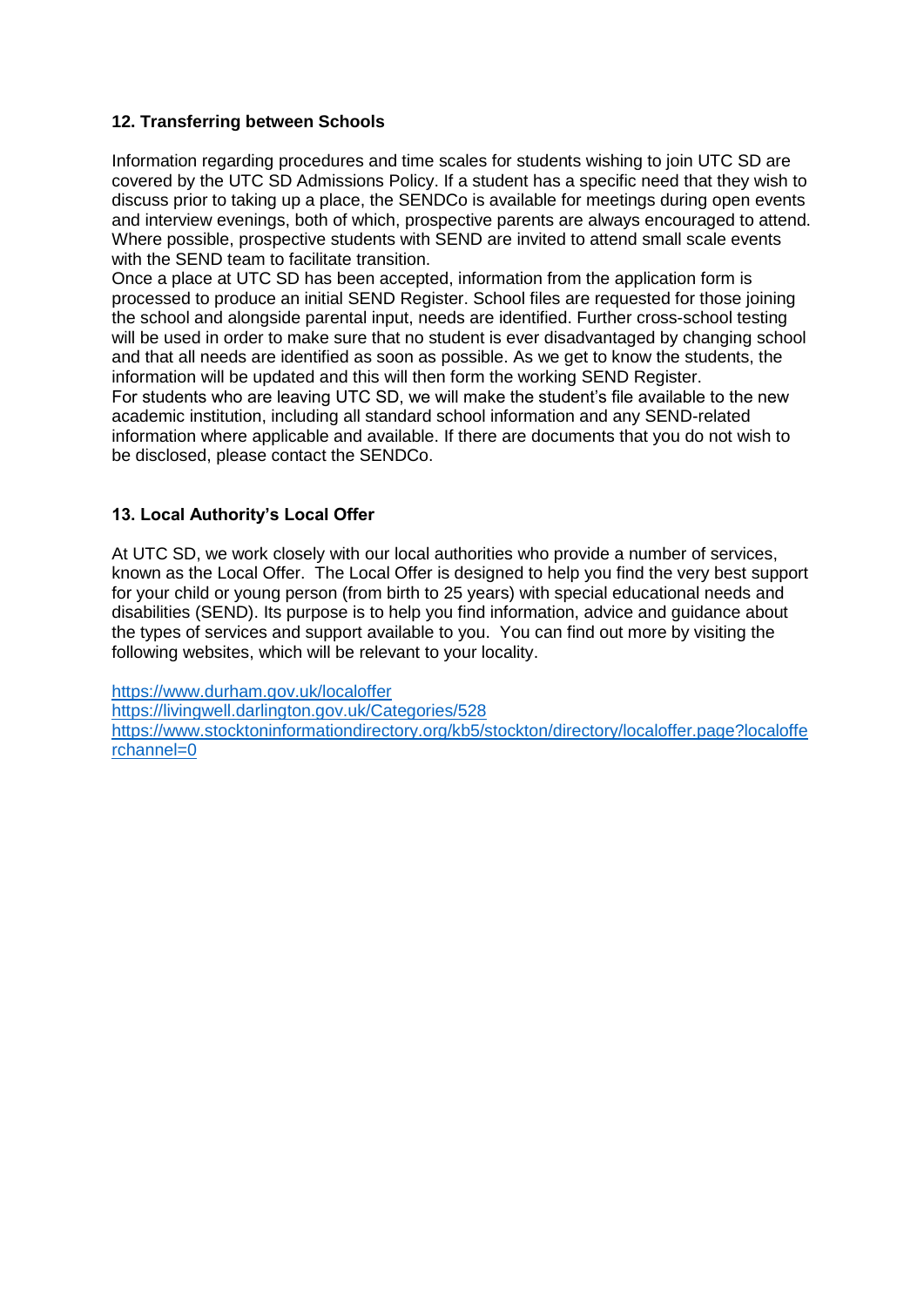## 12. Transferring between Schools

Information regarding procedures and time scales for students wishing to join UTC SD are covered by the UTC SD Admissions Policy. If a student has a specific need that they wish to discuss prior to taking up a place, the SENDCo is available for meetings during open events and interview evenings, both of which, prospective parents are always encouraged to attend. Where possible, prospective students with SEND are invited to attend small scale events with the SEND team to facilitate transition.

Once a place at UTC SD has been accepted, information from the application form is processed to produce an initial SEND Register. School files are requested for those joining the school and alongside parental input, needs are identified. Further cross-school testing will be used in order to make sure that no student is ever disadvantaged by changing school and that all needs are identified as soon as possible. As we get to know the students, the information will be updated and this will then form the working SEND Register.

For students who are leaving UTC SD, we will make the student's file available to the new academic institution, including all standard school information and any SEND-related information where applicable and available. If there are documents that you do not wish to be disclosed, please contact the SENDCo.

## 13. Local Authority's Local Offer

At UTC SD, we work closely with our local authorities who provide a number of services, known as the Local Offer. The Local Offer is designed to help you find the very best support for your child or young person (from birth to 25 years) with special educational needs and disabilities (SEND). Its purpose is to help you find information, advice and guidance about the types of services and support available to you. You can find out more by visiting the following websites, which will be relevant to your locality.

https://www.durham.gov.uk/localoffer
https://livingwell.darlington.gov.uk/Categories/528
https://www.stocktoninformationdirectory.org/kb5/stockton/directory/localoffer.page?localofferchannel=0